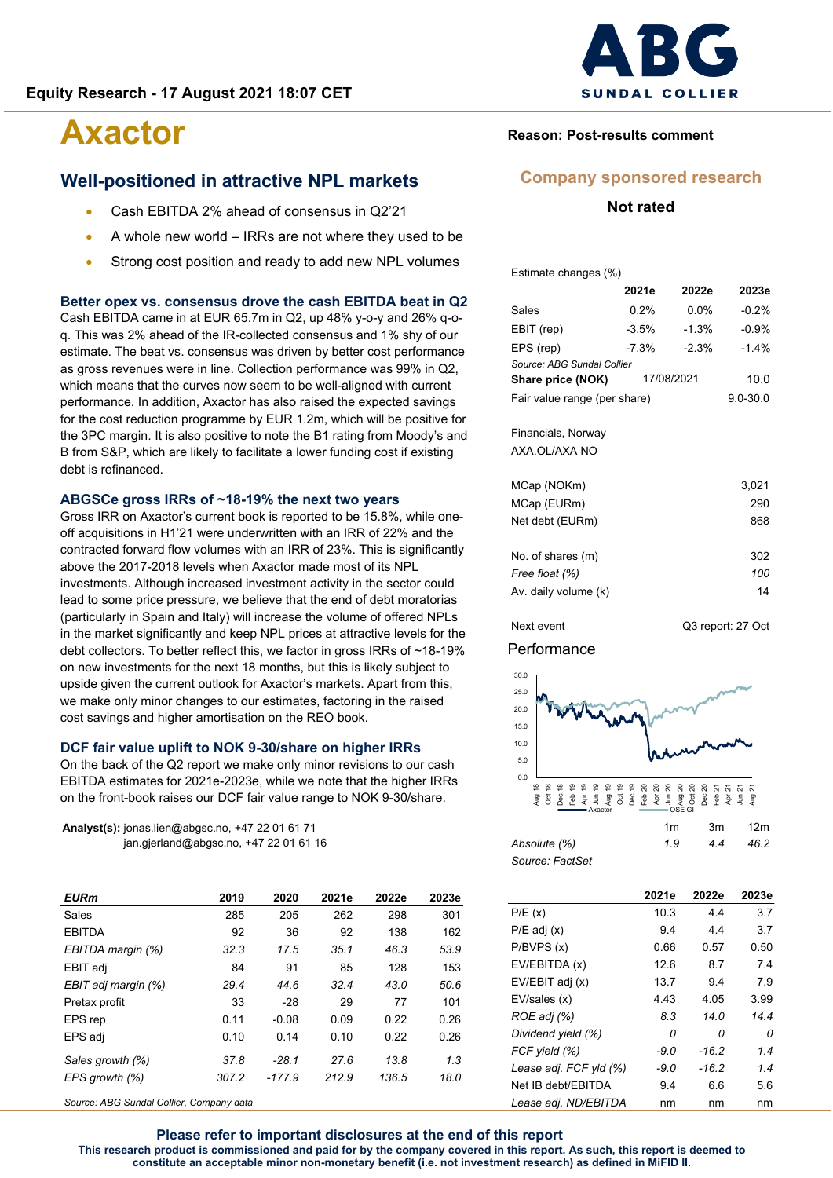Equity Research - 17 August 2021 18:07 CET

# Axactor

Reason: Post-results comment

**Company sponsored research**

**Not rated**

## Well-positioned in attractive NPL markets

- Cash EBITDA 2% ahead of consensus in Q2'21
- A whole new world – IRRs are not where they used to be
- Strong cost position and ready to add new NPL volumes

### Better opex vs. consensus drove the cash EBITDA beat in Q2

Cash EBITDA came in at EUR 65.7m in Q2, up 48% y-o-y and 26% q-o-q. This was 2% ahead of the IR-collected consensus and 1% shy of our estimate. The beat vs. consensus was driven by better cost performance as gross revenues were in line. Collection performance was 99% in Q2, which means that the curves now seem to be well-aligned with current performance. In addition, Axactor has also raised the expected savings for the cost reduction programme by EUR 1.2m, which will be positive for the 3PC margin. It is also positive to note the B1 rating from Moody's and B from S&P, which are likely to facilitate a lower funding cost if existing debt is refinanced.

### ABGSCe gross IRRs of ~18-19% the next two years

Gross IRR on Axactor's current book is reported to be 15.8%, while one-off acquisitions in H1'21 were underwritten with an IRR of 22% and the contracted forward flow volumes with an IRR of 23%. This is significantly above the 2017-2018 levels when Axactor made most of its NPL investments. Although increased investment activity in the sector could lead to some price pressure, we believe that the end of debt moratorias (particularly in Spain and Italy) will increase the volume of offered NPLs in the market significantly and keep NPL prices at attractive levels for the debt collectors. To better reflect this, we factor in gross IRRs of ~18-19% on new investments for the next 18 months, but this is likely subject to upside given the current outlook for Axactor's markets. Apart from this, we make only minor changes to our estimates, factoring in the raised cost savings and higher amortisation on the REO book.

### DCF fair value uplift to NOK 9-30/share on higher IRRs

On the back of the Q2 report we make only minor revisions to our cash EBITDA estimates for 2021e-2023e, while we note that the higher IRRs on the front-book raises our DCF fair value range to NOK 9-30/share.

**Analyst(s):** jonas.lien@abgsc.no, +47 22 01 61 71
jan.gjerland@abgsc.no, +47 22 01 61 16

| *EURm* | 2019 | 2020 | 2021e | 2022e | 2023e |
|---|---|---|---|---|---|
| Sales | 285 | 205 | 262 | 298 | 301 |
| EBITDA | 92 | 36 | 92 | 138 | 162 |
| *EBITDA margin (%)* | *32.3* | *17.5* | *35.1* | *46.3* | *53.9* |
| EBIT adj | 84 | 91 | 85 | 128 | 153 |
| *EBIT adj margin (%)* | *29.4* | *44.6* | *32.4* | *43.0* | *50.6* |
| Pretax profit | 33 | -28 | 29 | 77 | 101 |
| EPS rep | 0.11 | -0.08 | 0.09 | 0.22 | 0.26 |
| EPS adj | 0.10 | 0.14 | 0.10 | 0.22 | 0.26 |
| *Sales growth (%)* | *37.8* | *-28.1* | *27.6* | *13.8* | *1.3* |
| *EPS growth (%)* | *307.2* | *-177.9* | *212.9* | *136.5* | *18.0* |

*Source: ABG Sundal Collier, Company data*

Estimate changes (%)

| | 2021e | 2022e | 2023e |
|---|---|---|---|
| Sales | 0.2% | 0.0% | -0.2% |
| EBIT (rep) | -3.5% | -1.3% | -0.9% |
| EPS (rep) | -7.3% | -2.3% | -1.4% |

*Source: ABG Sundal Collier*

| | | |
|---|---|---|
| **Share price (NOK)** | 17/08/2021 | 10.0 |
| Fair value range (per share) | | 9.0-30.0 |

Financials, Norway
AXA.OL/AXA NO

| | |
|---|---|
| MCap (NOKm) | 3,021 |
| MCap (EURm) | 290 |
| Net debt (EURm) | 868 |
| No. of shares (m) | 302 |
| *Free float (%)* | *100* |
| Av. daily volume (k) | 14 |

Next event: Q3 report: 27 Oct

### Performance

| | 1m | 3m | 12m |
|---|---|---|---|
| *Absolute (%)* | *1.9* | *4.4* | *46.2* |

*Source: FactSet*

| | 2021e | 2022e | 2023e |
|---|---|---|---|
| P/E (x) | 10.3 | 4.4 | 3.7 |
| P/E adj (x) | 9.4 | 4.4 | 3.7 |
| P/BVPS (x) | 0.66 | 0.57 | 0.50 |
| EV/EBITDA (x) | 12.6 | 8.7 | 7.4 |
| EV/EBIT adj (x) | 13.7 | 9.4 | 7.9 |
| EV/sales (x) | 4.43 | 4.05 | 3.99 |
| *ROE adj (%)* | *8.3* | *14.0* | *14.4* |
| *Dividend yield (%)* | *0* | *0* | *0* |
| *FCF yield (%)* | *-9.0* | *-16.2* | *1.4* |
| *Lease adj. FCF yld (%)* | *-9.0* | *-16.2* | *1.4* |
| Net IB debt/EBITDA | 9.4 | 6.6 | 5.6 |
| *Lease adj. ND/EBITDA* | nm | nm | nm |

**Please refer to important disclosures at the end of this report**

**This research product is commissioned and paid for by the company covered in this report. As such, this research report is deemed to constitute an acceptable minor non-monetary benefit (i.e. not investment research) as defined in MiFID II.**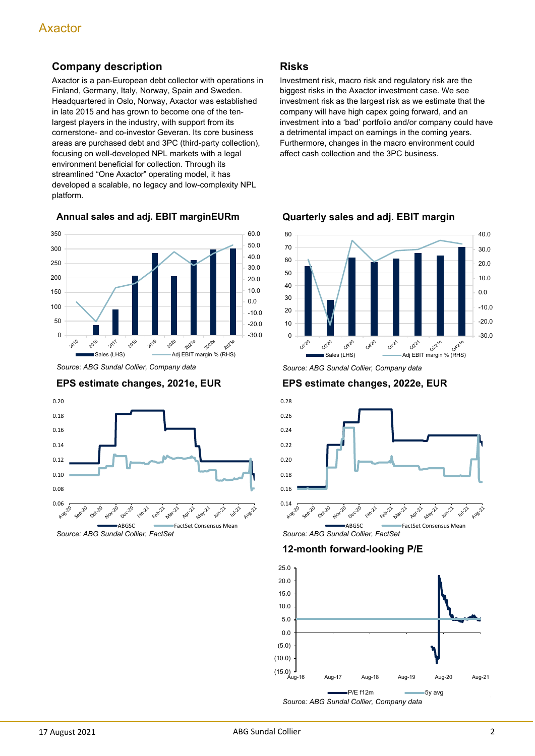## Company description

Axactor is a pan-European debt collector with operations in Finland, Germany, Italy, Norway, Spain and Sweden. Headquartered in Oslo, Norway, Axactor was established in late 2015 and has grown to become one of the ten-largest players in the industry, with support from its cornerstone- and co-investor Geveran. Its core business areas are purchased debt and 3PC (third-party collection), focusing on well-developed NPL markets with a legal environment beneficial for collection. Through its streamlined "One Axactor" operating model, it has developed a scalable, no legacy and low-complexity NPL platform.

## Risks

Investment risk, macro risk and regulatory risk are the biggest risks in the Axactor investment case. We see investment risk as the largest risk as we estimate that the company will have high capex going forward, and an investment into a 'bad' portfolio and/or company could have a detrimental impact on earnings in the coming years. Furthermore, changes in the macro environment could affect cash collection and the 3PC business.

### Annual sales and adj. EBIT marginEURm

Source: ABG Sundal Collier, Company data

### Quarterly sales and adj. EBIT margin

Source: ABG Sundal Collier, Company data

### EPS estimate changes, 2021e, EUR

Source: ABG Sundal Collier, FactSet

### EPS estimate changes, 2022e, EUR

Source: ABG Sundal Collier, FactSet

### 12-month forward-looking P/E

Source: ABG Sundal Collier, Company data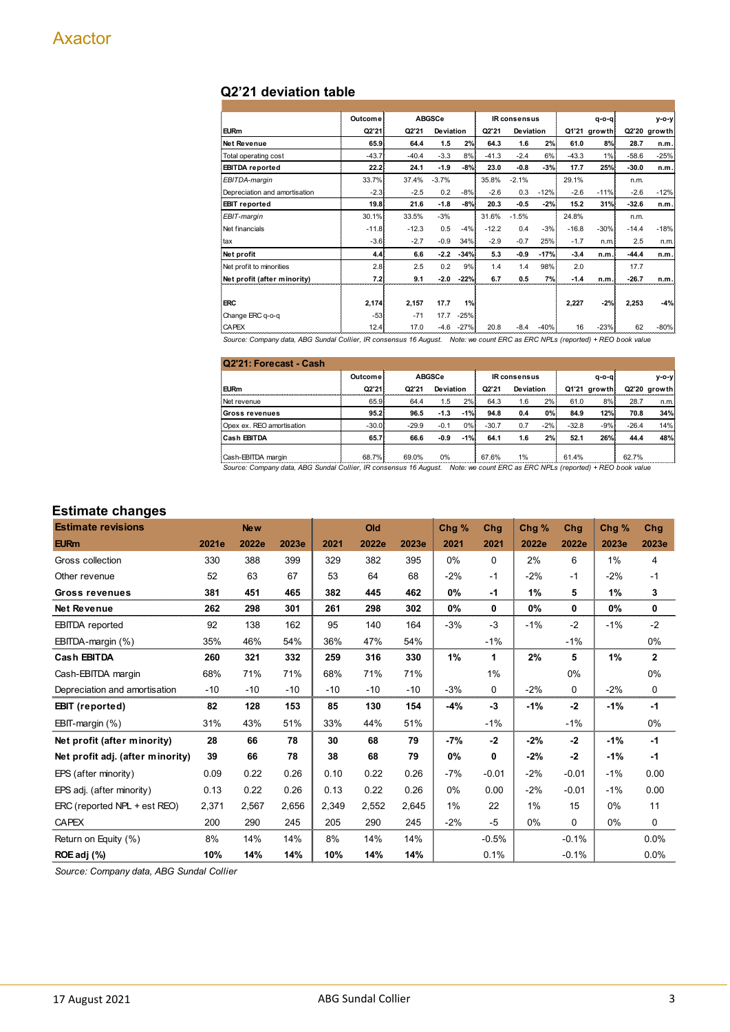Axactor

## Q2'21 deviation table

| | Outcome | ABGSCe | | | IR consensus | | | | q-o-q | | y-o-y |
|---|---|---|---|---|---|---|---|---|---|---|---|
| EURm | Q2'21 | Q2'21 | Deviation | | Q2'21 | Deviation | | Q1'21 | growth | Q2'20 | growth |
| **Net Revenue** | **65.9** | **64.4** | **1.5** | **2%** | **64.3** | **1.6** | **2%** | **61.0** | **8%** | **28.7** | **n.m.** |
| Total operating cost | -43.7 | -40.4 | -3.3 | 8% | -41.3 | -2.4 | 6% | -43.3 | 1% | -58.6 | -25% |
| **EBITDA reported** | **22.2** | **24.1** | **-1.9** | **-8%** | **23.0** | **-0.8** | **-3%** | **17.7** | **25%** | **-30.0** | **n.m.** |
| *EBITDA-margin* | 33.7% | 37.4% | -3.7% | | 35.8% | -2.1% | | 29.1% | | n.m. | |
| Depreciation and amortisation | -2.3 | -2.5 | 0.2 | -8% | -2.6 | 0.3 | -12% | -2.6 | -11% | -2.6 | -12% |
| **EBIT reported** | **19.8** | **21.6** | **-1.8** | **-8%** | **20.3** | **-0.5** | **-2%** | **15.2** | **31%** | **-32.6** | **n.m.** |
| *EBIT-margin* | 30.1% | 33.5% | -3% | | 31.6% | -1.5% | | 24.8% | | n.m. | |
| Net financials | -11.8 | -12.3 | 0.5 | -4% | -12.2 | 0.4 | -3% | -16.8 | -30% | -14.4 | -18% |
| tax | -3.6 | -2.7 | -0.9 | 34% | -2.9 | -0.7 | 25% | -1.7 | n.m. | 2.5 | n.m. |
| **Net profit** | **4.4** | **6.6** | **-2.2** | **-34%** | **5.3** | **-0.9** | **-17%** | **-3.4** | **n.m.** | **-44.4** | **n.m.** |
| Net profit to minorities | 2.8 | 2.5 | 0.2 | 9% | 1.4 | 1.4 | 98% | 2.0 | | 17.7 | |
| **Net profit (after minority)** | **7.2** | **9.1** | **-2.0** | **-22%** | **6.7** | **0.5** | **7%** | **-1.4** | **n.m.** | **-26.7** | **n.m.** |
| | | | | | | | | | | | |
| **ERC** | **2,174** | **2,157** | **17.7** | **1%** | | | | **2,227** | **-2%** | **2,253** | **-4%** |
| Change ERC q-o-q | -53 | -71 | 17.7 | -25% | | | | | | | |
| CAPEX | 12.4 | 17.0 | -4.6 | -27% | 20.8 | -8.4 | -40% | 16 | -23% | 62 | -80% |

*Source: Company data, ABG Sundal Collier, IR consensus 16 August. Note: we count ERC as ERC NPLs (reported) + REO book value*

## Q2'21: Forecast - Cash

| | Outcome | ABGSCe | | | IR consensus | | | | q-o-q | | y-o-y |
|---|---|---|---|---|---|---|---|---|---|---|---|
| EURm | Q2'21 | Q2'21 | Deviation | | Q2'21 | Deviation | | Q1'21 | growth | Q2'20 | growth |
| Net revenue | 65.9 | 64.4 | 1.5 | 2% | 64.3 | 1.6 | 2% | 61.0 | 8% | 28.7 | n.m. |
| **Gross revenues** | **95.2** | **96.5** | **-1.3** | **-1%** | **94.8** | **0.4** | **0%** | **84.9** | **12%** | **70.8** | **34%** |
| Opex ex. REO amortisation | -30.0 | -29.9 | -0.1 | 0% | -30.7 | 0.7 | -2% | -32.8 | -9% | -26.4 | 14% |
| **Cash EBITDA** | **65.7** | **66.6** | **-0.9** | **-1%** | **64.1** | **1.6** | **2%** | **52.1** | **26%** | **44.4** | **48%** |
| | | | | | | | | | | | |
| Cash-EBITDA margin | 68.7% | 69.0% | 0% | | 67.6% | 1% | | 61.4% | | 62.7% | |

*Source: Company data, ABG Sundal Collier, IR consensus 16 August. Note: we count ERC as ERC NPLs (reported) + REO book value*

## Estimate changes

| Estimate revisions | New | | | Old | | | Chg % | Chg | Chg % | Chg | Chg % | Chg |
|---|---|---|---|---|---|---|---|---|---|---|---|---|
| EURm | 2021e | 2022e | 2023e | 2021 | 2022e | 2023e | 2021 | 2021 | 2022e | 2022e | 2023e | 2023e |
| Gross collection | 330 | 388 | 399 | 329 | 382 | 395 | 0% | 0 | 2% | 6 | 1% | 4 |
| Other revenue | 52 | 63 | 67 | 53 | 64 | 68 | -2% | -1 | -2% | -1 | -2% | -1 |
| **Gross revenues** | **381** | **451** | **465** | **382** | **445** | **462** | **0%** | **-1** | **1%** | **5** | **1%** | **3** |
| **Net Revenue** | **262** | **298** | **301** | **261** | **298** | **302** | **0%** | **0** | **0%** | **0** | **0%** | **0** |
| EBITDA reported | 92 | 138 | 162 | 95 | 140 | 164 | -3% | -3 | -1% | -2 | -1% | -2 |
| EBITDA-margin (%) | 35% | 46% | 54% | 36% | 47% | 54% | | -1% | | -1% | | 0% |
| **Cash EBITDA** | **260** | **321** | **332** | **259** | **316** | **330** | **1%** | **1** | **2%** | **5** | **1%** | **2** |
| Cash-EBITDA margin | 68% | 71% | 71% | 68% | 71% | 71% | | 1% | | 0% | | 0% |
| Depreciation and amortisation | -10 | -10 | -10 | -10 | -10 | -10 | -3% | 0 | -2% | 0 | -2% | 0 |
| **EBIT (reported)** | **82** | **128** | **153** | **85** | **130** | **154** | **-4%** | **-3** | **-1%** | **-2** | **-1%** | **-1** |
| EBIT-margin (%) | 31% | 43% | 51% | 33% | 44% | 51% | | -1% | | -1% | | 0% |
| **Net profit (after minority)** | **28** | **66** | **78** | **30** | **68** | **79** | **-7%** | **-2** | **-2%** | **-2** | **-1%** | **-1** |
| **Net profit adj. (after minority)** | **39** | **66** | **78** | **38** | **68** | **79** | **0%** | **0** | **-2%** | **-2** | **-1%** | **-1** |
| EPS (after minority) | 0.09 | 0.22 | 0.26 | 0.10 | 0.22 | 0.26 | -7% | -0.01 | -2% | -0.01 | -1% | 0.00 |
| EPS adj. (after minority) | 0.13 | 0.22 | 0.26 | 0.13 | 0.22 | 0.26 | 0% | 0.00 | -2% | -0.01 | -1% | 0.00 |
| ERC (reported NPL + est REO) | 2,371 | 2,567 | 2,656 | 2,349 | 2,552 | 2,645 | 1% | 22 | 1% | 15 | 0% | 11 |
| CAPEX | 200 | 290 | 245 | 205 | 290 | 245 | -2% | -5 | 0% | 0 | 0% | 0 |
| Return on Equity (%) | 8% | 14% | 14% | 8% | 14% | 14% | | -0.5% | | -0.1% | | 0.0% |
| **ROE adj (%)** | **10%** | **14%** | **14%** | **10%** | **14%** | **14%** | | 0.1% | | -0.1% | | 0.0% |

*Source: Company data, ABG Sundal Collier*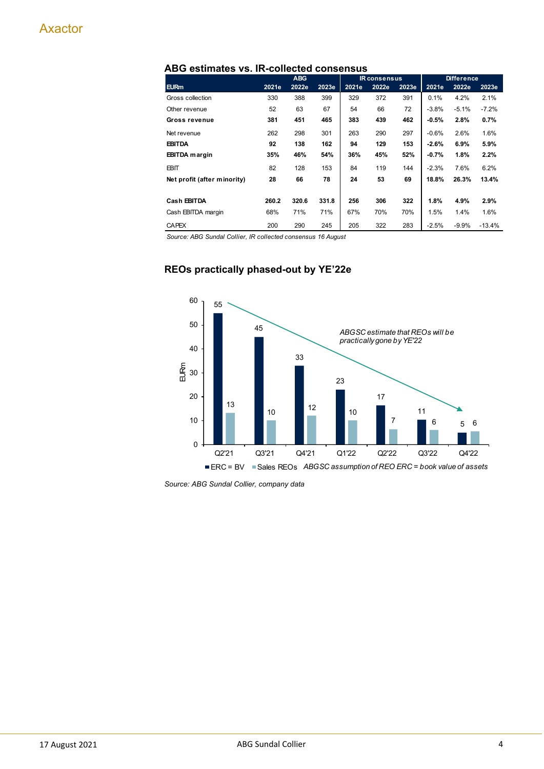Axactor

## ABG estimates vs. IR-collected consensus

| | ABG | | | IR consensus | | | Difference | | |
|---|---|---|---|---|---|---|---|---|---|
| EURm | 2021e | 2022e | 2023e | 2021e | 2022e | 2023e | 2021e | 2022e | 2023e |
| Gross collection | 330 | 388 | 399 | 329 | 372 | 391 | 0.1% | 4.2% | 2.1% |
| Other revenue | 52 | 63 | 67 | 54 | 66 | 72 | -3.8% | -5.1% | -7.2% |
| **Gross revenue** | **381** | **451** | **465** | **383** | **439** | **462** | **-0.5%** | **2.8%** | **0.7%** |
| Net revenue | 262 | 298 | 301 | 263 | 290 | 297 | -0.6% | 2.6% | 1.6% |
| **EBITDA** | **92** | **138** | **162** | **94** | **129** | **153** | **-2.6%** | **6.9%** | **5.9%** |
| **EBITDA margin** | **35%** | **46%** | **54%** | **36%** | **45%** | **52%** | **-0.7%** | **1.8%** | **2.2%** |
| EBIT | 82 | 128 | 153 | 84 | 119 | 144 | -2.3% | 7.6% | 6.2% |
| **Net profit (after minority)** | **28** | **66** | **78** | **24** | **53** | **69** | **18.8%** | **26.3%** | **13.4%** |
| **Cash EBITDA** | **260.2** | **320.6** | **331.8** | **256** | **306** | **322** | **1.8%** | **4.9%** | **2.9%** |
| Cash EBITDA margin | 68% | 71% | 71% | 67% | 70% | 70% | 1.5% | 1.4% | 1.6% |
| CAPEX | 200 | 290 | 245 | 205 | 322 | 283 | -2.5% | -9.9% | -13.4% |

*Source: ABG Sundal Collier, IR collected consensus 16 August*

## REOs practically phased-out by YE'22e

| EURm | Q2'21 | Q3'21 | Q4'21 | Q1'22 | Q2'22 | Q3'22 | Q4'22 |
|---|---|---|---|---|---|---|---|
| ERC = BV | 55 | 45 | 33 | 23 | 17 | 11 | 5 |
| Sales REOs | 13 | 10 | 12 | 10 | 7 | 6 | 6 |

*ABGSC estimate that REOs will be practically gone by YE'22*

*ABGSC assumption of REO ERC = book value of assets*

*Source: ABG Sundal Collier, company data*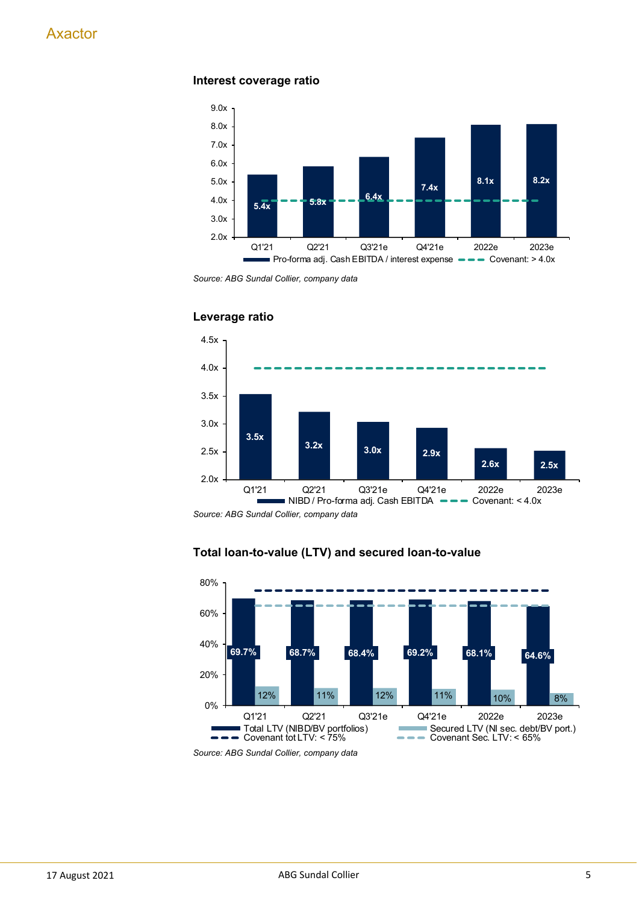### Interest coverage ratio

| | Q1'21 | Q2'21 | Q3'21e | Q4'21e | 2022e | 2023e |
|---|---|---|---|---|---|---|
| Pro-forma adj. Cash EBITDA / interest expense | 5.4x | 5.8x | 6.4x | 7.4x | 8.1x | 8.2x |
| Covenant: > 4.0x | 4.0x | 4.0x | 4.0x | 4.0x | 4.0x | 4.0x |

*Source: ABG Sundal Collier, company data*

### Leverage ratio

| | Q1'21 | Q2'21 | Q3'21e | Q4'21e | 2022e | 2023e |
|---|---|---|---|---|---|---|
| NIBD / Pro-forma adj. Cash EBITDA | 3.5x | 3.2x | 3.0x | 2.9x | 2.6x | 2.5x |
| Covenant: < 4.0x | 4.0x | 4.0x | 4.0x | 4.0x | 4.0x | 4.0x |

*Source: ABG Sundal Collier, company data*

### Total loan-to-value (LTV) and secured loan-to-value

| | Q1'21 | Q2'21 | Q3'21e | Q4'21e | 2022e | 2023e |
|---|---|---|---|---|---|---|
| Total LTV (NIBD/BV portfolios) | 69.7% | 68.7% | 68.4% | 69.2% | 68.1% | 64.6% |
| Secured LTV (NI sec. debt/BV port.) | 12% | 11% | 12% | 11% | 10% | 8% |
| Covenant tot LTV: < 75% | 75% | 75% | 75% | 75% | 75% | 75% |
| Covenant Sec. LTV: < 65% | 65% | 65% | 65% | 65% | 65% | 65% |

*Source: ABG Sundal Collier, company data*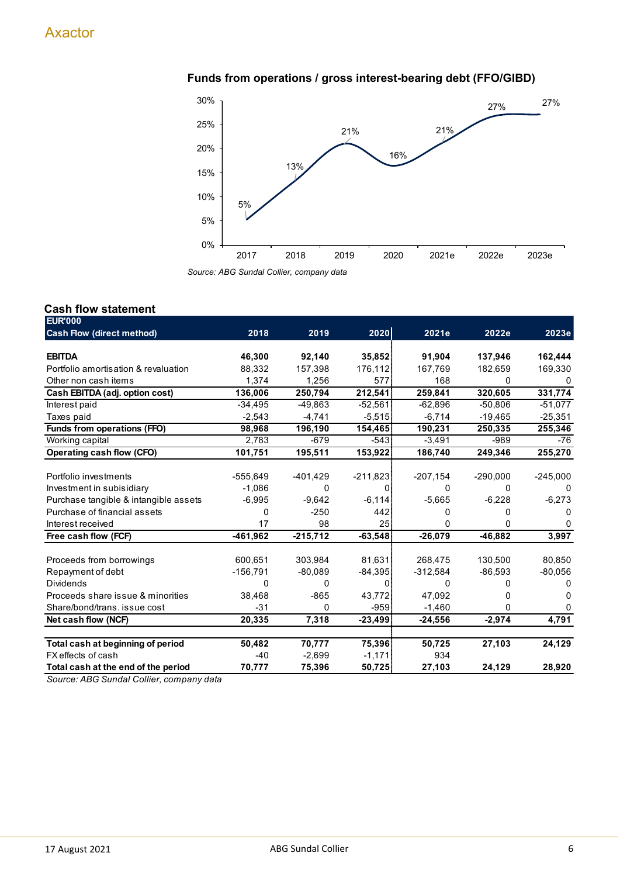## Funds from operations / gross interest-bearing debt (FFO/GIBD)

| | 2017 | 2018 | 2019 | 2020 | 2021e | 2022e | 2023e |
|---|---|---|---|---|---|---|---|
| FFO/GIBD | 5% | 13% | 21% | 16% | 21% | 27% | 27% |

*Source: ABG Sundal Collier, company data*

## Cash flow statement

| EUR'000 Cash Flow (direct method) | 2018 | 2019 | 2020 | 2021e | 2022e | 2023e |
|---|---|---|---|---|---|---|
| **EBITDA** | **46,300** | **92,140** | **35,852** | **91,904** | **137,946** | **162,444** |
| Portfolio amortisation & revaluation | 88,332 | 157,398 | 176,112 | 167,769 | 182,659 | 169,330 |
| Other non cash items | 1,374 | 1,256 | 577 | 168 | 0 | 0 |
| **Cash EBITDA (adj. option cost)** | **136,006** | **250,794** | **212,541** | **259,841** | **320,605** | **331,774** |
| Interest paid | -34,495 | -49,863 | -52,561 | -62,896 | -50,806 | -51,077 |
| Taxes paid | -2,543 | -4,741 | -5,515 | -6,714 | -19,465 | -25,351 |
| **Funds from operations (FFO)** | **98,968** | **196,190** | **154,465** | **190,231** | **250,335** | **255,346** |
| Working capital | 2,783 | -679 | -543 | -3,491 | -989 | -76 |
| **Operating cash flow (CFO)** | **101,751** | **195,511** | **153,922** | **186,740** | **249,346** | **255,270** |
| | | | | | | |
| Portfolio investments | -555,649 | -401,429 | -211,823 | -207,154 | -290,000 | -245,000 |
| Investment in subisidiary | -1,086 | 0 | 0 | 0 | 0 | 0 |
| Purchase tangible & intangible assets | -6,995 | -9,642 | -6,114 | -5,665 | -6,228 | -6,273 |
| Purchase of financial assets | 0 | -250 | 442 | 0 | 0 | 0 |
| Interest received | 17 | 98 | 25 | 0 | 0 | 0 |
| **Free cash flow (FCF)** | **-461,962** | **-215,712** | **-63,548** | **-26,079** | **-46,882** | **3,997** |
| | | | | | | |
| Proceeds from borrowings | 600,651 | 303,984 | 81,631 | 268,475 | 130,500 | 80,850 |
| Repayment of debt | -156,791 | -80,089 | -84,395 | -312,584 | -86,593 | -80,056 |
| Dividends | 0 | 0 | 0 | 0 | 0 | 0 |
| Proceeds share issue & minorities | 38,468 | -865 | 43,772 | 47,092 | 0 | 0 |
| Share/bond/trans. issue cost | -31 | 0 | -959 | -1,460 | 0 | 0 |
| **Net cash flow (NCF)** | **20,335** | **7,318** | **-23,499** | **-24,556** | **-2,974** | **4,791** |
| | | | | | | |
| **Total cash at beginning of period** | **50,482** | **70,777** | **75,396** | **50,725** | **27,103** | **24,129** |
| FX effects of cash | -40 | -2,699 | -1,171 | 934 | | |
| **Total cash at the end of the period** | **70,777** | **75,396** | **50,725** | **27,103** | **24,129** | **28,920** |

*Source: ABG Sundal Collier, company data*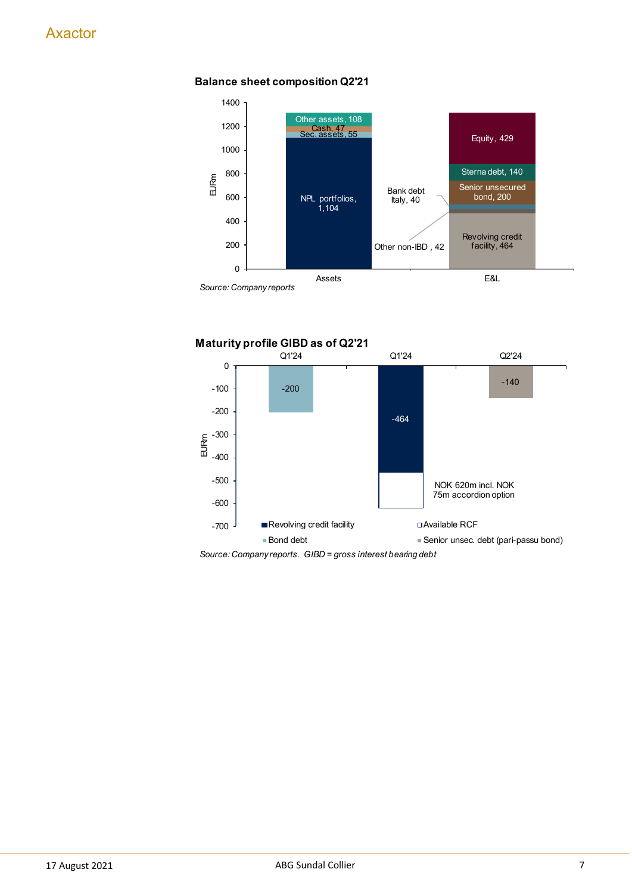**Balance sheet composition Q2'21**

| | Assets | E&L |
|---|---|---|
| NPL portfolios | 1,104 | |
| Sec. assets | 55 | |
| Cash | 47 | |
| Other assets | 108 | |
| Revolving credit facility | | 464 |
| Other non-IBD | | 42 |
| Bank debt Italy | | 40 |
| Senior unsecured bond | | 200 |
| Sterna debt | | 140 |
| Equity | | 429 |

*Source: Company reports*

**Maturity profile GIBD as of Q2'21**

| EURm | Q1'24 | Q1'24 | Q2'24 |
|---|---|---|---|
| Bond debt | -200 | | |
| Revolving credit facility | | -464 | |
| Available RCF | | NOK 620m incl. NOK 75m accordion option | |
| Senior unsec. debt (pari-passu bond) | | | -140 |

*Source: Company reports. GIBD = gross interest bearing debt*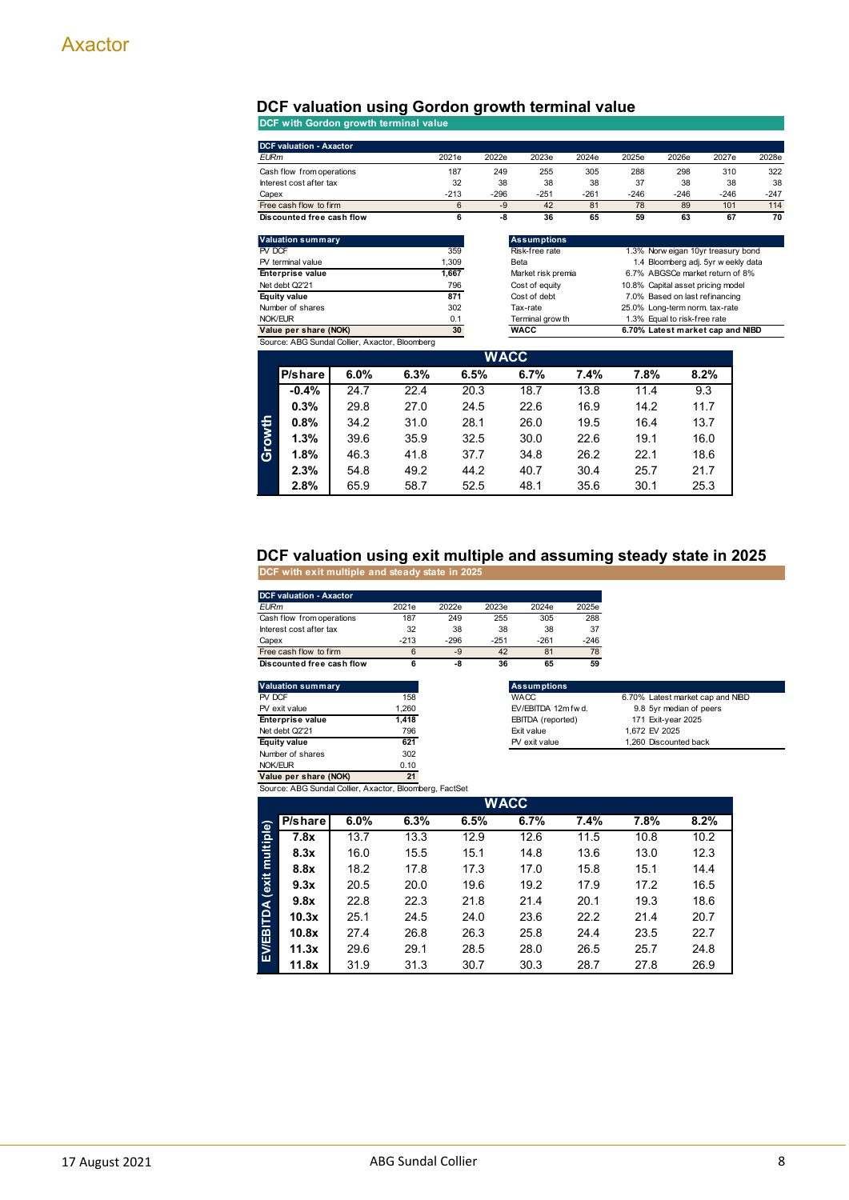## DCF valuation using Gordon growth terminal value

**DCF with Gordon growth terminal value**

| DCF valuation - Axactor | | | | | | | | |
|---|---|---|---|---|---|---|---|---|
| *EURm* | 2021e | 2022e | 2023e | 2024e | 2025e | 2026e | 2027e | 2028e |
| Cash flow from operations | 187 | 249 | 255 | 305 | 288 | 298 | 310 | 322 |
| Interest cost after tax | 32 | 38 | 38 | 38 | 37 | 38 | 38 | 38 |
| Capex | -213 | -296 | -251 | -261 | -246 | -246 | -246 | -247 |
| Free cash flow to firm | 6 | -9 | 42 | 81 | 78 | 89 | 101 | 114 |
| **Discounted free cash flow** | **6** | **-8** | **36** | **65** | **59** | **63** | **67** | **70** |

| Valuation summary | |
|---|---|
| PV DCF | 359 |
| PV terminal value | 1,309 |
| **Enterprise value** | **1,667** |
| Net debt Q2'21 | 796 |
| **Equity value** | **871** |
| Number of shares | 302 |
| NOK/EUR | 0.1 |
| **Value per share (NOK)** | **30** |

| Assumptions | | |
|---|---|---|
| Risk-free rate | 1.3% | Norwegian 10yr treasury bond |
| Beta | 1.4 | Bloomberg adj. 5yr weekly data |
| Market risk premia | 6.7% | ABGSCe market return of 8% |
| Cost of equity | 10.8% | Capital asset pricing model |
| Cost of debt | 7.0% | Based on last refinancing |
| Tax-rate | 25.0% | Long-term norm. tax-rate |
| Terminal growth | 1.3% | Equal to risk-free rate |
| **WACC** | **6.70%** | **Latest market cap and NIBD** |

Source: ABG Sundal Collier, Axactor, Bloomberg

| | | WACC | | | | | | |
|---|---|---|---|---|---|---|---|---|
| | **P/share** | **6.0%** | **6.3%** | **6.5%** | **6.7%** | **7.4%** | **7.8%** | **8.2%** |
| Growth | **-0.4%** | 24.7 | 22.4 | 20.3 | 18.7 | 13.8 | 11.4 | 9.3 |
| | **0.3%** | 29.8 | 27.0 | 24.5 | 22.6 | 16.9 | 14.2 | 11.7 |
| | **0.8%** | 34.2 | 31.0 | 28.1 | 26.0 | 19.5 | 16.4 | 13.7 |
| | **1.3%** | 39.6 | 35.9 | 32.5 | 30.0 | 22.6 | 19.1 | 16.0 |
| | **1.8%** | 46.3 | 41.8 | 37.7 | 34.8 | 26.2 | 22.1 | 18.6 |
| | **2.3%** | 54.8 | 49.2 | 44.2 | 40.7 | 30.4 | 25.7 | 21.7 |
| | **2.8%** | 65.9 | 58.7 | 52.5 | 48.1 | 35.6 | 30.1 | 25.3 |

## DCF valuation using exit multiple and assuming steady state in 2025

**DCF with exit multiple and steady state in 2025**

| DCF valuation - Axactor | | | | | |
|---|---|---|---|---|---|
| *EURm* | 2021e | 2022e | 2023e | 2024e | 2025e |
| Cash flow from operations | 187 | 249 | 255 | 305 | 288 |
| Interest cost after tax | 32 | 38 | 38 | 38 | 37 |
| Capex | -213 | -296 | -251 | -261 | -246 |
| Free cash flow to firm | 6 | -9 | 42 | 81 | 78 |
| **Discounted free cash flow** | **6** | **-8** | **36** | **65** | **59** |

| Valuation summary | |
|---|---|
| PV DCF | 158 |
| PV exit value | 1,260 |
| **Enterprise value** | **1,418** |
| Net debt Q2'21 | 796 |
| **Equity value** | **621** |
| Number of shares | 302 |
| NOK/EUR | 0.10 |
| **Value per share (NOK)** | **21** |

| Assumptions | | |
|---|---|---|
| WACC | 6.70% | Latest market cap and NIBD |
| EV/EBITDA 12m fwd. | 9.8 | 5yr median of peers |
| EBITDA (reported) | 171 | Exit-year 2025 |
| Exit value | 1,672 | EV 2025 |
| PV exit value | 1,260 | Discounted back |

Source: ABG Sundal Collier, Axactor, Bloomberg, FactSet

| | | WACC | | | | | | |
|---|---|---|---|---|---|---|---|---|
| | **P/share** | **6.0%** | **6.3%** | **6.5%** | **6.7%** | **7.4%** | **7.8%** | **8.2%** |
| EV/EBITDA (exit multiple) | **7.8x** | 13.7 | 13.3 | 12.9 | 12.6 | 11.5 | 10.8 | 10.2 |
| | **8.3x** | 16.0 | 15.5 | 15.1 | 14.8 | 13.6 | 13.0 | 12.3 |
| | **8.8x** | 18.2 | 17.8 | 17.3 | 17.0 | 15.8 | 15.1 | 14.4 |
| | **9.3x** | 20.5 | 20.0 | 19.6 | 19.2 | 17.9 | 17.2 | 16.5 |
| | **9.8x** | 22.8 | 22.3 | 21.8 | 21.4 | 20.1 | 19.3 | 18.6 |
| | **10.3x** | 25.1 | 24.5 | 24.0 | 23.6 | 22.2 | 21.4 | 20.7 |
| | **10.8x** | 27.4 | 26.8 | 26.3 | 25.8 | 24.4 | 23.5 | 22.7 |
| | **11.3x** | 29.6 | 29.1 | 28.5 | 28.0 | 26.5 | 25.7 | 24.8 |
| | **11.8x** | 31.9 | 31.3 | 30.7 | 30.3 | 28.7 | 27.8 | 26.9 |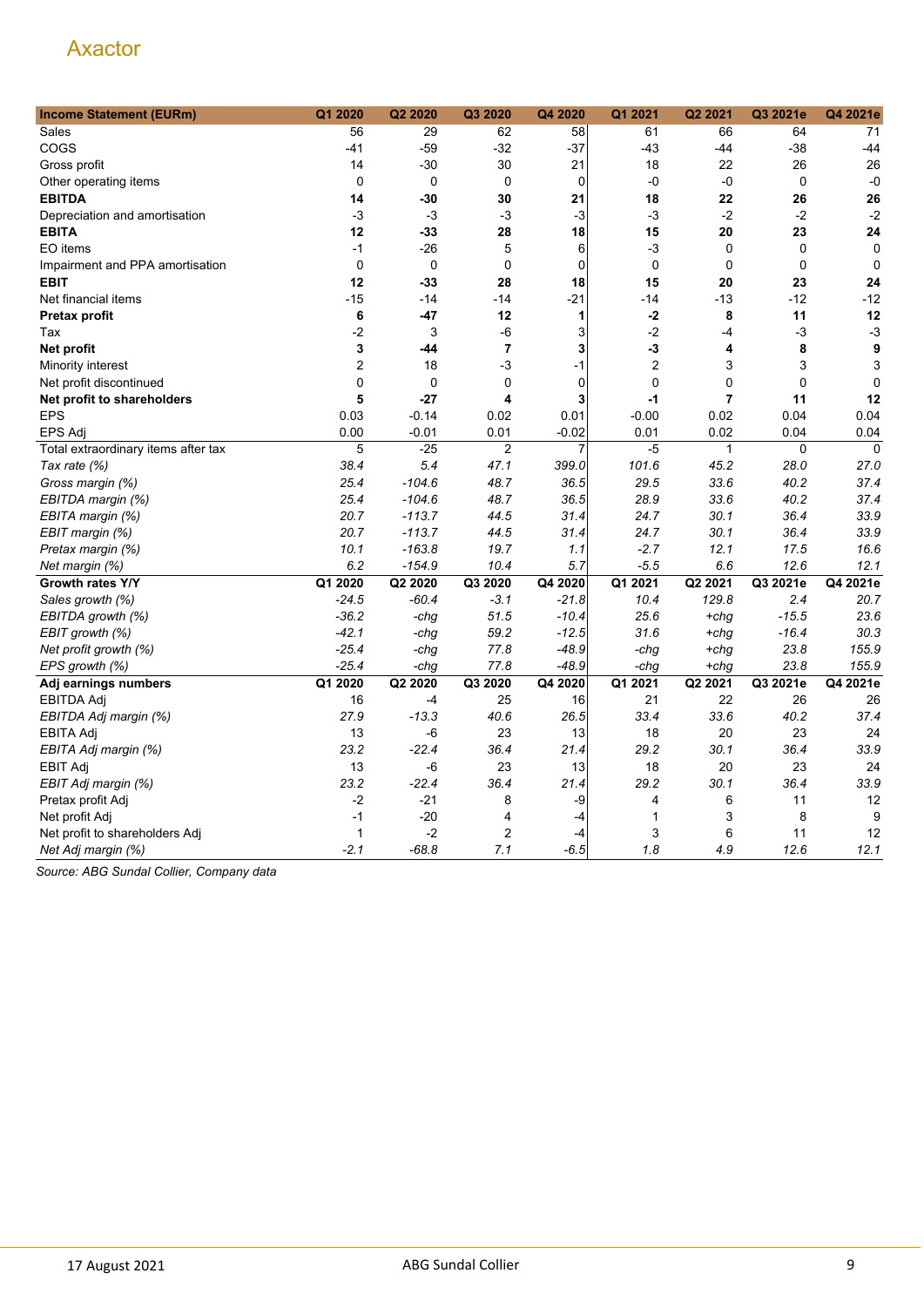| Income Statement (EURm) | Q1 2020 | Q2 2020 | Q3 2020 | Q4 2020 | Q1 2021 | Q2 2021 | Q3 2021e | Q4 2021e |
|---|---|---|---|---|---|---|---|---|
| Sales | 56 | 29 | 62 | 58 | 61 | 66 | 64 | 71 |
| COGS | -41 | -59 | -32 | -37 | -43 | -44 | -38 | -44 |
| Gross profit | 14 | -30 | 30 | 21 | 18 | 22 | 26 | 26 |
| Other operating items | 0 | 0 | 0 | 0 | -0 | -0 | 0 | -0 |
| **EBITDA** | **14** | **-30** | **30** | **21** | **18** | **22** | **26** | **26** |
| Depreciation and amortisation | -3 | -3 | -3 | -3 | -3 | -2 | -2 | -2 |
| **EBITA** | **12** | **-33** | **28** | **18** | **15** | **20** | **23** | **24** |
| EO items | -1 | -26 | 5 | 6 | -3 | 0 | 0 | 0 |
| Impairment and PPA amortisation | 0 | 0 | 0 | 0 | 0 | 0 | 0 | 0 |
| **EBIT** | **12** | **-33** | **28** | **18** | **15** | **20** | **23** | **24** |
| Net financial items | -15 | -14 | -14 | -21 | -14 | -13 | -12 | -12 |
| **Pretax profit** | **6** | **-47** | **12** | **1** | **-2** | **8** | **11** | **12** |
| Tax | -2 | 3 | -6 | 3 | -2 | -4 | -3 | -3 |
| **Net profit** | **3** | **-44** | **7** | **3** | **-3** | **4** | **8** | **9** |
| Minority interest | 2 | 18 | -3 | -1 | 2 | 3 | 3 | 3 |
| Net profit discontinued | 0 | 0 | 0 | 0 | 0 | 0 | 0 | 0 |
| **Net profit to shareholders** | **5** | **-27** | **4** | **3** | **-1** | **7** | **11** | **12** |
| EPS | 0.03 | -0.14 | 0.02 | 0.01 | -0.00 | 0.02 | 0.04 | 0.04 |
| EPS Adj | 0.00 | -0.01 | 0.01 | -0.02 | 0.01 | 0.02 | 0.04 | 0.04 |
| Total extraordinary items after tax | 5 | -25 | 2 | 7 | -5 | 1 | 0 | 0 |
| *Tax rate (%)* | *38.4* | *5.4* | *47.1* | *399.0* | *101.6* | *45.2* | *28.0* | *27.0* |
| *Gross margin (%)* | *25.4* | *-104.6* | *48.7* | *36.5* | *29.5* | *33.6* | *40.2* | *37.4* |
| *EBITDA margin (%)* | *25.4* | *-104.6* | *48.7* | *36.5* | *28.9* | *33.6* | *40.2* | *37.4* |
| *EBITA margin (%)* | *20.7* | *-113.7* | *44.5* | *31.4* | *24.7* | *30.1* | *36.4* | *33.9* |
| *EBIT margin (%)* | *20.7* | *-113.7* | *44.5* | *31.4* | *24.7* | *30.1* | *36.4* | *33.9* |
| *Pretax margin (%)* | *10.1* | *-163.8* | *19.7* | *1.1* | *-2.7* | *12.1* | *17.5* | *16.6* |
| *Net margin (%)* | *6.2* | *-154.9* | *10.4* | *5.7* | *-5.5* | *6.6* | *12.6* | *12.1* |
| **Growth rates Y/Y** | **Q1 2020** | **Q2 2020** | **Q3 2020** | **Q4 2020** | **Q1 2021** | **Q2 2021** | **Q3 2021e** | **Q4 2021e** |
| *Sales growth (%)* | *-24.5* | *-60.4* | *-3.1* | *-21.8* | *10.4* | *129.8* | *2.4* | *20.7* |
| *EBITDA growth (%)* | *-36.2* | *-chg* | *51.5* | *-10.4* | *25.6* | *+chg* | *-15.5* | *23.6* |
| *EBIT growth (%)* | *-42.1* | *-chg* | *59.2* | *-12.5* | *31.6* | *+chg* | *-16.4* | *30.3* |
| *Net profit growth (%)* | *-25.4* | *-chg* | *77.8* | *-48.9* | *-chg* | *+chg* | *23.8* | *155.9* |
| *EPS growth (%)* | *-25.4* | *-chg* | *77.8* | *-48.9* | *-chg* | *+chg* | *23.8* | *155.9* |
| **Adj earnings numbers** | **Q1 2020** | **Q2 2020** | **Q3 2020** | **Q4 2020** | **Q1 2021** | **Q2 2021** | **Q3 2021e** | **Q4 2021e** |
| EBITDA Adj | 16 | -4 | 25 | 16 | 21 | 22 | 26 | 26 |
| *EBITDA Adj margin (%)* | *27.9* | *-13.3* | *40.6* | *26.5* | *33.4* | *33.6* | *40.2* | *37.4* |
| EBITA Adj | 13 | -6 | 23 | 13 | 18 | 20 | 23 | 24 |
| *EBITA Adj margin (%)* | *23.2* | *-22.4* | *36.4* | *21.4* | *29.2* | *30.1* | *36.4* | *33.9* |
| EBIT Adj | 13 | -6 | 23 | 13 | 18 | 20 | 23 | 24 |
| *EBIT Adj margin (%)* | *23.2* | *-22.4* | *36.4* | *21.4* | *29.2* | *30.1* | *36.4* | *33.9* |
| Pretax profit Adj | -2 | -21 | 8 | -9 | 4 | 6 | 11 | 12 |
| Net profit Adj | -1 | -20 | 4 | -4 | 1 | 3 | 8 | 9 |
| Net profit to shareholders Adj | 1 | -2 | 2 | -4 | 3 | 6 | 11 | 12 |
| *Net Adj margin (%)* | *-2.1* | *-68.8* | *7.1* | *-6.5* | *1.8* | *4.9* | *12.6* | *12.1* |

*Source: ABG Sundal Collier, Company data*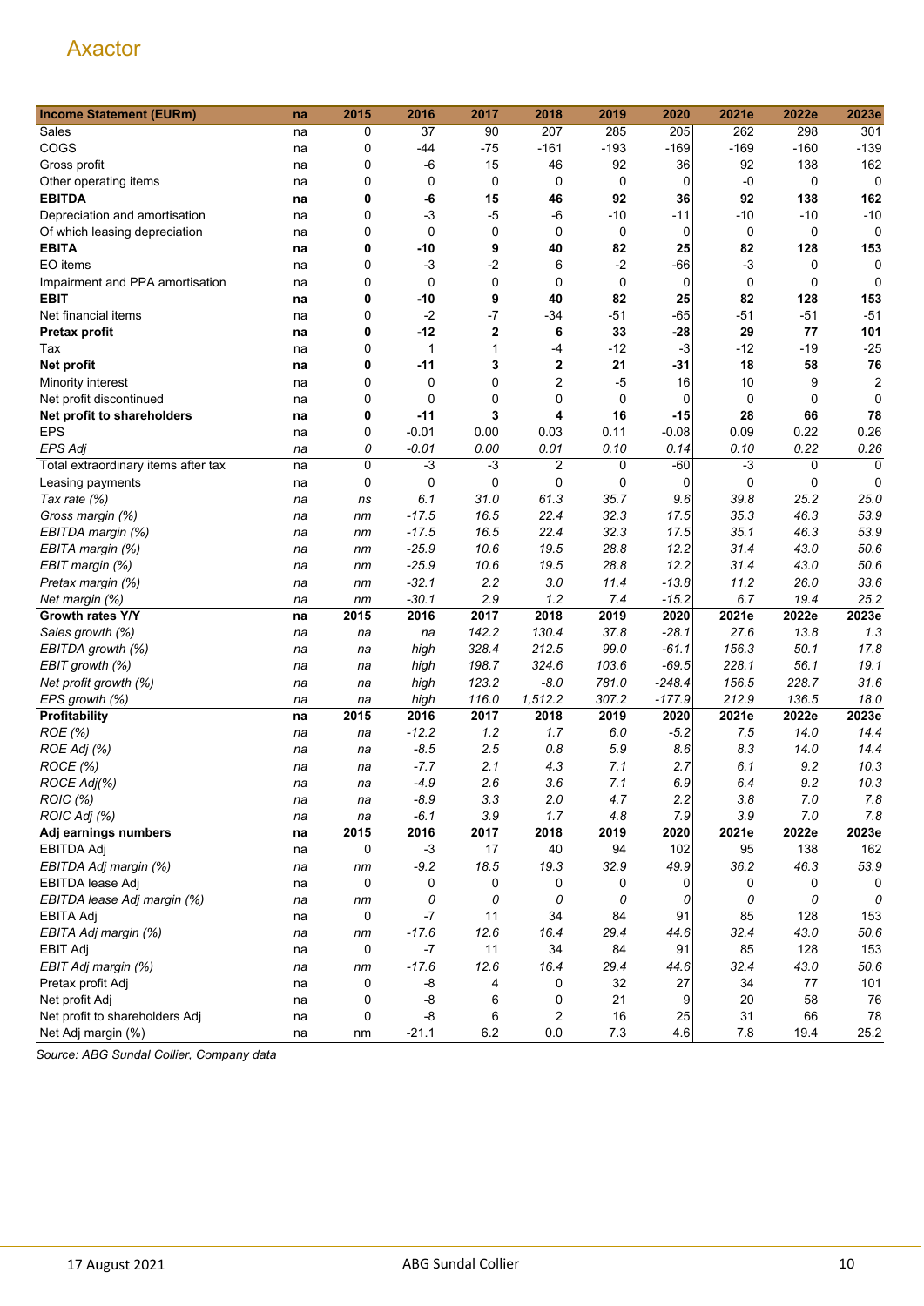Axactor

| Income Statement (EURm) | na | 2015 | 2016 | 2017 | 2018 | 2019 | 2020 | 2021e | 2022e | 2023e |
|---|---|---|---|---|---|---|---|---|---|---|
| Sales | na | 0 | 37 | 90 | 207 | 285 | 205 | 262 | 298 | 301 |
| COGS | na | 0 | -44 | -75 | -161 | -193 | -169 | -169 | -160 | -139 |
| Gross profit | na | 0 | -6 | 15 | 46 | 92 | 36 | 92 | 138 | 162 |
| Other operating items | na | 0 | 0 | 0 | 0 | 0 | 0 | -0 | 0 | 0 |
| **EBITDA** | **na** | **0** | **-6** | **15** | **46** | **92** | **36** | **92** | **138** | **162** |
| Depreciation and amortisation | na | 0 | -3 | -5 | -6 | -10 | -11 | -10 | -10 | -10 |
| Of which leasing depreciation | na | 0 | 0 | 0 | 0 | 0 | 0 | 0 | 0 | 0 |
| **EBITA** | **na** | **0** | **-10** | **9** | **40** | **82** | **25** | **82** | **128** | **153** |
| EO items | na | 0 | -3 | -2 | 6 | -2 | -66 | -3 | 0 | 0 |
| Impairment and PPA amortisation | na | 0 | 0 | 0 | 0 | 0 | 0 | 0 | 0 | 0 |
| **EBIT** | **na** | **0** | **-10** | **9** | **40** | **82** | **25** | **82** | **128** | **153** |
| Net financial items | na | 0 | -2 | -7 | -34 | -51 | -65 | -51 | -51 | -51 |
| **Pretax profit** | **na** | **0** | **-12** | **2** | **6** | **33** | **-28** | **29** | **77** | **101** |
| Tax | na | 0 | 1 | 1 | -4 | -12 | -3 | -12 | -19 | -25 |
| **Net profit** | **na** | **0** | **-11** | **3** | **2** | **21** | **-31** | **18** | **58** | **76** |
| Minority interest | na | 0 | 0 | 0 | 2 | -5 | 16 | 10 | 9 | 2 |
| Net profit discontinued | na | 0 | 0 | 0 | 0 | 0 | 0 | 0 | 0 | 0 |
| **Net profit to shareholders** | **na** | **0** | **-11** | **3** | **4** | **16** | **-15** | **28** | **66** | **78** |
| EPS | na | 0 | -0.01 | 0.00 | 0.03 | 0.11 | -0.08 | 0.09 | 0.22 | 0.26 |
| *EPS Adj* | *na* | *0* | *-0.01* | *0.00* | *0.01* | *0.10* | *0.14* | *0.10* | *0.22* | *0.26* |
| Total extraordinary items after tax | na | 0 | -3 | -3 | 2 | 0 | -60 | -3 | 0 | 0 |
| Leasing payments | na | 0 | 0 | 0 | 0 | 0 | 0 | 0 | 0 | 0 |
| *Tax rate (%)* | *na* | *ns* | *6.1* | *31.0* | *61.3* | *35.7* | *9.6* | *39.8* | *25.2* | *25.0* |
| *Gross margin (%)* | *na* | *nm* | *-17.5* | *16.5* | *22.4* | *32.3* | *17.5* | *35.3* | *46.3* | *53.9* |
| *EBITDA margin (%)* | *na* | *nm* | *-17.5* | *16.5* | *22.4* | *32.3* | *17.5* | *35.1* | *46.3* | *53.9* |
| *EBITA margin (%)* | *na* | *nm* | *-25.9* | *10.6* | *19.5* | *28.8* | *12.2* | *31.4* | *43.0* | *50.6* |
| *EBIT margin (%)* | *na* | *nm* | *-25.9* | *10.6* | *19.5* | *28.8* | *12.2* | *31.4* | *43.0* | *50.6* |
| *Pretax margin (%)* | *na* | *nm* | *-32.1* | *2.2* | *3.0* | *11.4* | *-13.8* | *11.2* | *26.0* | *33.6* |
| *Net margin (%)* | *na* | *nm* | *-30.1* | *2.9* | *1.2* | *7.4* | *-15.2* | *6.7* | *19.4* | *25.2* |
| **Growth rates Y/Y** | **na** | **2015** | **2016** | **2017** | **2018** | **2019** | **2020** | **2021e** | **2022e** | **2023e** |
| *Sales growth (%)* | *na* | *na* | *na* | *142.2* | *130.4* | *37.8* | *-28.1* | *27.6* | *13.8* | *1.3* |
| *EBITDA growth (%)* | *na* | *na* | *high* | *328.4* | *212.5* | *99.0* | *-61.1* | *156.3* | *50.1* | *17.8* |
| *EBIT growth (%)* | *na* | *na* | *high* | *198.7* | *324.6* | *103.6* | *-69.5* | *228.1* | *56.1* | *19.1* |
| *Net profit growth (%)* | *na* | *na* | *high* | *123.2* | *-8.0* | *781.0* | *-248.4* | *156.5* | *228.7* | *31.6* |
| *EPS growth (%)* | *na* | *na* | *high* | *116.0* | *1,512.2* | *307.2* | *-177.9* | *212.9* | *136.5* | *18.0* |
| **Profitability** | **na** | **2015** | **2016** | **2017** | **2018** | **2019** | **2020** | **2021e** | **2022e** | **2023e** |
| *ROE (%)* | *na* | *na* | *-12.2* | *1.2* | *1.7* | *6.0* | *-5.2* | *7.5* | *14.0* | *14.4* |
| *ROE Adj (%)* | *na* | *na* | *-8.5* | *2.5* | *0.8* | *5.9* | *8.6* | *8.3* | *14.0* | *14.4* |
| *ROCE (%)* | *na* | *na* | *-7.7* | *2.1* | *4.3* | *7.1* | *2.7* | *6.1* | *9.2* | *10.3* |
| *ROCE Adj(%)* | *na* | *na* | *-4.9* | *2.6* | *3.6* | *7.1* | *6.9* | *6.4* | *9.2* | *10.3* |
| *ROIC (%)* | *na* | *na* | *-8.9* | *3.3* | *2.0* | *4.7* | *2.2* | *3.8* | *7.0* | *7.8* |
| *ROIC Adj (%)* | *na* | *na* | *-6.1* | *3.9* | *1.7* | *4.8* | *7.9* | *3.9* | *7.0* | *7.8* |
| **Adj earnings numbers** | **na** | **2015** | **2016** | **2017** | **2018** | **2019** | **2020** | **2021e** | **2022e** | **2023e** |
| EBITDA Adj | na | 0 | -3 | 17 | 40 | 94 | 102 | 95 | 138 | 162 |
| *EBITDA Adj margin (%)* | *na* | *nm* | *-9.2* | *18.5* | *19.3* | *32.9* | *49.9* | *36.2* | *46.3* | *53.9* |
| EBITDA lease Adj | na | 0 | 0 | 0 | 0 | 0 | 0 | 0 | 0 | 0 |
| *EBITDA lease Adj margin (%)* | *na* | *nm* | *0* | *0* | *0* | *0* | *0* | *0* | *0* | *0* |
| EBITA Adj | na | 0 | -7 | 11 | 34 | 84 | 91 | 85 | 128 | 153 |
| *EBITA Adj margin (%)* | *na* | *nm* | *-17.6* | *12.6* | *16.4* | *29.4* | *44.6* | *32.4* | *43.0* | *50.6* |
| EBIT Adj | na | 0 | -7 | 11 | 34 | 84 | 91 | 85 | 128 | 153 |
| *EBIT Adj margin (%)* | *na* | *nm* | *-17.6* | *12.6* | *16.4* | *29.4* | *44.6* | *32.4* | *43.0* | *50.6* |
| Pretax profit Adj | na | 0 | -8 | 4 | 0 | 32 | 27 | 34 | 77 | 101 |
| Net profit Adj | na | 0 | -8 | 6 | 0 | 21 | 9 | 20 | 58 | 76 |
| Net profit to shareholders Adj | na | 0 | -8 | 6 | 2 | 16 | 25 | 31 | 66 | 78 |
| Net Adj margin (%) | na | nm | -21.1 | 6.2 | 0.0 | 7.3 | 4.6 | 7.8 | 19.4 | 25.2 |

*Source: ABG Sundal Collier, Company data*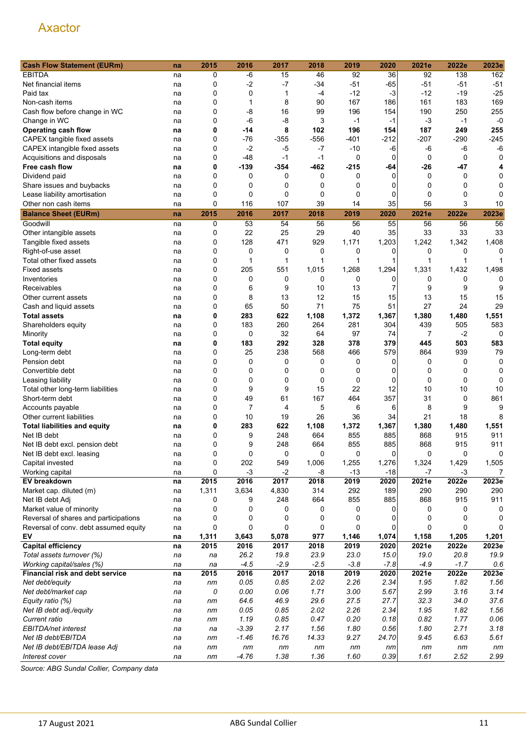Axactor

| Cash Flow Statement (EURm) | na | 2015 | 2016 | 2017 | 2018 | 2019 | 2020 | 2021e | 2022e | 2023e |
|---|---|---|---|---|---|---|---|---|---|---|
| EBITDA | na | 0 | -6 | 15 | 46 | 92 | 36 | 92 | 138 | 162 |
| Net financial items | na | 0 | -2 | -7 | -34 | -51 | -65 | -51 | -51 | -51 |
| Paid tax | na | 0 | 0 | 1 | -4 | -12 | -3 | -12 | -19 | -25 |
| Non-cash items | na | 0 | 1 | 8 | 90 | 167 | 186 | 161 | 183 | 169 |
| Cash flow before change in WC | na | 0 | -8 | 16 | 99 | 196 | 154 | 190 | 250 | 255 |
| Change in WC | na | 0 | -6 | -8 | 3 | -1 | -1 | -3 | -1 | -0 |
| **Operating cash flow** | **na** | **0** | **-14** | **8** | **102** | **196** | **154** | **187** | **249** | **255** |
| CAPEX tangible fixed assets | na | 0 | -76 | -355 | -556 | -401 | -212 | -207 | -290 | -245 |
| CAPEX intangible fixed assets | na | 0 | -2 | -5 | -7 | -10 | -6 | -6 | -6 | -6 |
| Acquisitions and disposals | na | 0 | -48 | -1 | -1 | 0 | 0 | 0 | 0 | 0 |
| **Free cash flow** | **na** | **0** | **-139** | **-354** | **-462** | **-215** | **-64** | **-26** | **-47** | **4** |
| Dividend paid | na | 0 | 0 | 0 | 0 | 0 | 0 | 0 | 0 | 0 |
| Share issues and buybacks | na | 0 | 0 | 0 | 0 | 0 | 0 | 0 | 0 | 0 |
| Lease liability amortisation | na | 0 | 0 | 0 | 0 | 0 | 0 | 0 | 0 | 0 |
| Other non cash items | na | 0 | 116 | 107 | 39 | 14 | 35 | 56 | 3 | 10 |
| **Balance Sheet (EURm)** | **na** | **2015** | **2016** | **2017** | **2018** | **2019** | **2020** | **2021e** | **2022e** | **2023e** |
| Goodwill | na | 0 | 53 | 54 | 56 | 56 | 55 | 56 | 56 | 56 |
| Other intangible assets | na | 0 | 22 | 25 | 29 | 40 | 35 | 33 | 33 | 33 |
| Tangible fixed assets | na | 0 | 128 | 471 | 929 | 1,171 | 1,203 | 1,242 | 1,342 | 1,408 |
| Right-of-use asset | na | 0 | 0 | 0 | 0 | 0 | 0 | 0 | 0 | 0 |
| Total other fixed assets | na | 0 | 1 | 1 | 1 | 1 | 1 | 1 | 1 | 1 |
| Fixed assets | na | 0 | 205 | 551 | 1,015 | 1,268 | 1,294 | 1,331 | 1,432 | 1,498 |
| Inventories | na | 0 | 0 | 0 | 0 | 0 | 0 | 0 | 0 | 0 |
| Receivables | na | 0 | 6 | 9 | 10 | 13 | 7 | 9 | 9 | 9 |
| Other current assets | na | 0 | 8 | 13 | 12 | 15 | 15 | 13 | 15 | 15 |
| Cash and liquid assets | na | 0 | 65 | 50 | 71 | 75 | 51 | 27 | 24 | 29 |
| **Total assets** | **na** | **0** | **283** | **622** | **1,108** | **1,372** | **1,367** | **1,380** | **1,480** | **1,551** |
| Shareholders equity | na | 0 | 183 | 260 | 264 | 281 | 304 | 439 | 505 | 583 |
| Minority | na | 0 | 0 | 32 | 64 | 97 | 74 | 7 | -2 | 0 |
| **Total equity** | **na** | **0** | **183** | **292** | **328** | **378** | **379** | **445** | **503** | **583** |
| Long-term debt | na | 0 | 25 | 238 | 568 | 466 | 579 | 864 | 939 | 79 |
| Pension debt | na | 0 | 0 | 0 | 0 | 0 | 0 | 0 | 0 | 0 |
| Convertible debt | na | 0 | 0 | 0 | 0 | 0 | 0 | 0 | 0 | 0 |
| Leasing liability | na | 0 | 0 | 0 | 0 | 0 | 0 | 0 | 0 | 0 |
| Total other long-term liabilities | na | 0 | 9 | 9 | 15 | 22 | 12 | 10 | 10 | 10 |
| Short-term debt | na | 0 | 49 | 61 | 167 | 464 | 357 | 31 | 0 | 861 |
| Accounts payable | na | 0 | 7 | 4 | 5 | 6 | 6 | 8 | 9 | 9 |
| Other current liabilities | na | 0 | 10 | 19 | 26 | 36 | 34 | 21 | 18 | 8 |
| **Total liabilities and equity** | **na** | **0** | **283** | **622** | **1,108** | **1,372** | **1,367** | **1,380** | **1,480** | **1,551** |
| Net IB debt | na | 0 | 9 | 248 | 664 | 855 | 885 | 868 | 915 | 911 |
| Net IB debt excl. pension debt | na | 0 | 9 | 248 | 664 | 855 | 885 | 868 | 915 | 911 |
| Net IB debt excl. leasing | na | 0 | 0 | 0 | 0 | 0 | 0 | 0 | 0 | 0 |
| Capital invested | na | 0 | 202 | 549 | 1,006 | 1,255 | 1,276 | 1,324 | 1,429 | 1,505 |
| Working capital | na | 0 | -3 | -2 | -8 | -13 | -18 | -7 | -3 | 7 |
| **EV breakdown** | **na** | **2015** | **2016** | **2017** | **2018** | **2019** | **2020** | **2021e** | **2022e** | **2023e** |
| Market cap. diluted (m) | na | 1,311 | 3,634 | 4,830 | 314 | 292 | 189 | 290 | 290 | 290 |
| Net IB debt Adj | na | 0 | 9 | 248 | 664 | 855 | 885 | 868 | 915 | 911 |
| Market value of minority | na | 0 | 0 | 0 | 0 | 0 | 0 | 0 | 0 | 0 |
| Reversal of shares and participations | na | 0 | 0 | 0 | 0 | 0 | 0 | 0 | 0 | 0 |
| Reversal of conv. debt assumed equity | na | 0 | 0 | 0 | 0 | 0 | 0 | 0 | 0 | 0 |
| **EV** | **na** | **1,311** | **3,643** | **5,078** | **977** | **1,146** | **1,074** | **1,158** | **1,205** | **1,201** |
| **Capital efficiency** | **na** | **2015** | **2016** | **2017** | **2018** | **2019** | **2020** | **2021e** | **2022e** | **2023e** |
| *Total assets turnover (%)* | *na* | *na* | *26.2* | *19.8* | *23.9* | *23.0* | *15.0* | *19.0* | *20.8* | *19.9* |
| *Working capital/sales (%)* | *na* | *na* | *-4.5* | *-2.9* | *-2.5* | *-3.8* | *-7.8* | *-4.9* | *-1.7* | *0.6* |
| **Financial risk and debt service** | **na** | **2015** | **2016** | **2017** | **2018** | **2019** | **2020** | **2021e** | **2022e** | **2023e** |
| *Net debt/equity* | *na* | *nm* | *0.05* | *0.85* | *2.02* | *2.26* | *2.34* | *1.95* | *1.82* | *1.56* |
| *Net debt/market cap* | *na* | *0* | *0.00* | *0.06* | *1.71* | *3.00* | *5.67* | *2.99* | *3.16* | *3.14* |
| *Equity ratio (%)* | *na* | *nm* | *64.6* | *46.9* | *29.6* | *27.5* | *27.7* | *32.3* | *34.0* | *37.6* |
| *Net IB debt adj./equity* | *na* | *nm* | *0.05* | *0.85* | *2.02* | *2.26* | *2.34* | *1.95* | *1.82* | *1.56* |
| *Current ratio* | *na* | *nm* | *1.19* | *0.85* | *0.47* | *0.20* | *0.18* | *0.82* | *1.77* | *0.06* |
| *EBITDA/net interest* | *na* | *na* | *-3.39* | *2.17* | *1.56* | *1.80* | *0.56* | *1.80* | *2.71* | *3.18* |
| *Net IB debt/EBITDA* | *na* | *nm* | *-1.46* | *16.76* | *14.33* | *9.27* | *24.70* | *9.45* | *6.63* | *5.61* |
| *Net IB debt/EBITDA lease Adj* | *na* | *nm* | *nm* | *nm* | *nm* | *nm* | *nm* | *nm* | *nm* | *nm* |
| *Interest cover* | *na* | *nm* | *-4.76* | *1.38* | *1.36* | *1.60* | *0.39* | *1.61* | *2.52* | *2.99* |

*Source: ABG Sundal Collier, Company data*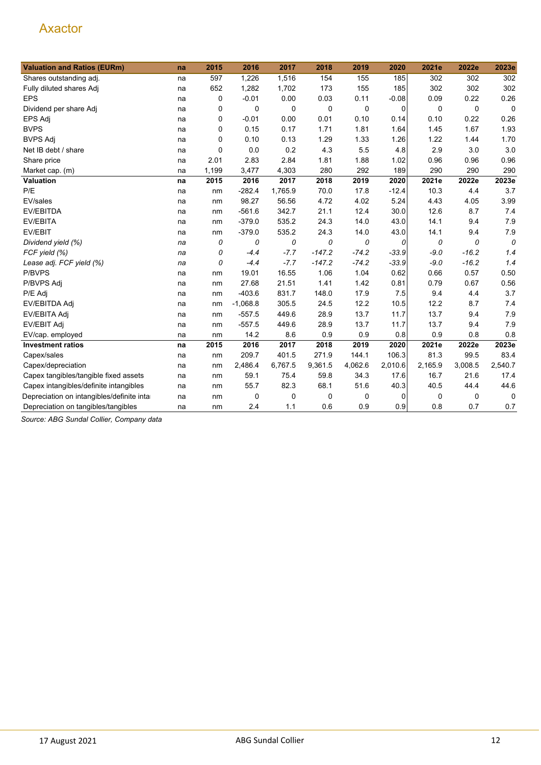Axactor

| Valuation and Ratios (EURm) | na | 2015 | 2016 | 2017 | 2018 | 2019 | 2020 | 2021e | 2022e | 2023e |
|---|---|---|---|---|---|---|---|---|---|---|
| Shares outstanding adj. | na | 597 | 1,226 | 1,516 | 154 | 155 | 185 | 302 | 302 | 302 |
| Fully diluted shares Adj | na | 652 | 1,282 | 1,702 | 173 | 155 | 185 | 302 | 302 | 302 |
| EPS | na | 0 | -0.01 | 0.00 | 0.03 | 0.11 | -0.08 | 0.09 | 0.22 | 0.26 |
| Dividend per share Adj | na | 0 | 0 | 0 | 0 | 0 | 0 | 0 | 0 | 0 |
| EPS Adj | na | 0 | -0.01 | 0.00 | 0.01 | 0.10 | 0.14 | 0.10 | 0.22 | 0.26 |
| BVPS | na | 0 | 0.15 | 0.17 | 1.71 | 1.81 | 1.64 | 1.45 | 1.67 | 1.93 |
| BVPS Adj | na | 0 | 0.10 | 0.13 | 1.29 | 1.33 | 1.26 | 1.22 | 1.44 | 1.70 |
| Net IB debt / share | na | 0 | 0.0 | 0.2 | 4.3 | 5.5 | 4.8 | 2.9 | 3.0 | 3.0 |
| Share price | na | 2.01 | 2.83 | 2.84 | 1.81 | 1.88 | 1.02 | 0.96 | 0.96 | 0.96 |
| Market cap. (m) | na | 1,199 | 3,477 | 4,303 | 280 | 292 | 189 | 290 | 290 | 290 |
| **Valuation** | **na** | **2015** | **2016** | **2017** | **2018** | **2019** | **2020** | **2021e** | **2022e** | **2023e** |
| P/E | na | nm | -282.4 | 1,765.9 | 70.0 | 17.8 | -12.4 | 10.3 | 4.4 | 3.7 |
| EV/sales | na | nm | 98.27 | 56.56 | 4.72 | 4.02 | 5.24 | 4.43 | 4.05 | 3.99 |
| EV/EBITDA | na | nm | -561.6 | 342.7 | 21.1 | 12.4 | 30.0 | 12.6 | 8.7 | 7.4 |
| EV/EBITA | na | nm | -379.0 | 535.2 | 24.3 | 14.0 | 43.0 | 14.1 | 9.4 | 7.9 |
| EV/EBIT | na | nm | -379.0 | 535.2 | 24.3 | 14.0 | 43.0 | 14.1 | 9.4 | 7.9 |
| *Dividend yield (%)* | *na* | *0* | *0* | *0* | *0* | *0* | *0* | *0* | *0* | *0* |
| *FCF yield (%)* | *na* | *0* | *-4.4* | *-7.7* | *-147.2* | *-74.2* | *-33.9* | *-9.0* | *-16.2* | *1.4* |
| *Lease adj. FCF yield (%)* | *na* | *0* | *-4.4* | *-7.7* | *-147.2* | *-74.2* | *-33.9* | *-9.0* | *-16.2* | *1.4* |
| P/BVPS | na | nm | 19.01 | 16.55 | 1.06 | 1.04 | 0.62 | 0.66 | 0.57 | 0.50 |
| P/BVPS Adj | na | nm | 27.68 | 21.51 | 1.41 | 1.42 | 0.81 | 0.79 | 0.67 | 0.56 |
| P/E Adj | na | nm | -403.6 | 831.7 | 148.0 | 17.9 | 7.5 | 9.4 | 4.4 | 3.7 |
| EV/EBITDA Adj | na | nm | -1,068.8 | 305.5 | 24.5 | 12.2 | 10.5 | 12.2 | 8.7 | 7.4 |
| EV/EBITA Adj | na | nm | -557.5 | 449.6 | 28.9 | 13.7 | 11.7 | 13.7 | 9.4 | 7.9 |
| EV/EBIT Adj | na | nm | -557.5 | 449.6 | 28.9 | 13.7 | 11.7 | 13.7 | 9.4 | 7.9 |
| EV/cap. employed | na | nm | 14.2 | 8.6 | 0.9 | 0.9 | 0.8 | 0.9 | 0.8 | 0.8 |
| **Investment ratios** | **na** | **2015** | **2016** | **2017** | **2018** | **2019** | **2020** | **2021e** | **2022e** | **2023e** |
| Capex/sales | na | nm | 209.7 | 401.5 | 271.9 | 144.1 | 106.3 | 81.3 | 99.5 | 83.4 |
| Capex/depreciation | na | nm | 2,486.4 | 6,767.5 | 9,361.5 | 4,062.6 | 2,010.6 | 2,165.9 | 3,008.5 | 2,540.7 |
| Capex tangibles/tangible fixed assets | na | nm | 59.1 | 75.4 | 59.8 | 34.3 | 17.6 | 16.7 | 21.6 | 17.4 |
| Capex intangibles/definite intangibles | na | nm | 55.7 | 82.3 | 68.1 | 51.6 | 40.3 | 40.5 | 44.4 | 44.6 |
| Depreciation on intangibles/definite inta | na | nm | 0 | 0 | 0 | 0 | 0 | 0 | 0 | 0 |
| Depreciation on tangibles/tangibles | na | nm | 2.4 | 1.1 | 0.6 | 0.9 | 0.9 | 0.8 | 0.7 | 0.7 |

*Source: ABG Sundal Collier, Company data*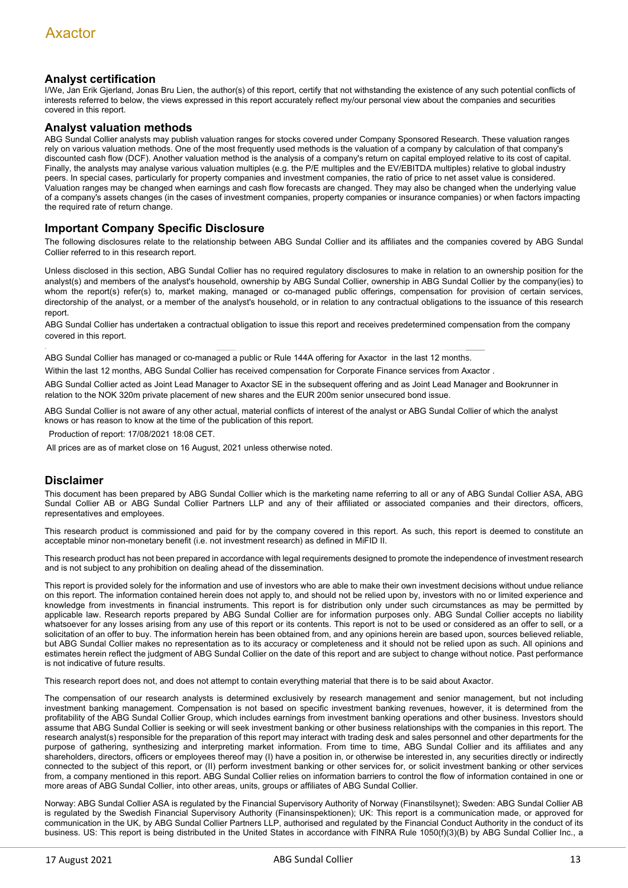## Analyst certification

I/We, Jan Erik Gjerland, Jonas Bru Lien, the author(s) of this report, certify that not withstanding the existence of any such potential conflicts of interests referred to below, the views expressed in this report accurately reflect my/our personal view about the companies and securities covered in this report.

## Analyst valuation methods

ABG Sundal Collier analysts may publish valuation ranges for stocks covered under Company Sponsored Research. These valuation ranges rely on various valuation methods. One of the most frequently used methods is the valuation of a company by calculation of that company's discounted cash flow (DCF). Another valuation method is the analysis of a company's return on capital employed relative to its cost of capital. Finally, the analysts may analyse various valuation multiples (e.g. the P/E multiples and the EV/EBITDA multiples) relative to global industry peers. In special cases, particularly for property companies and investment companies, the ratio of price to net asset value is considered. Valuation ranges may be changed when earnings and cash flow forecasts are changed. They may also be changed when the underlying value of a company's assets changes (in the cases of investment companies, property companies or insurance companies) or when factors impacting the required rate of return change.

## Important Company Specific Disclosure

The following disclosures relate to the relationship between ABG Sundal Collier and its affiliates and the companies covered by ABG Sundal Collier referred to in this research report.

Unless disclosed in this section, ABG Sundal Collier has no required regulatory disclosures to make in relation to an ownership position for the analyst(s) and members of the analyst's household, ownership by ABG Sundal Collier, ownership in ABG Sundal Collier by the company(ies) to whom the report(s) refer(s) to, market making, managed or co-managed public offerings, compensation for provision of certain services, directorship of the analyst, or a member of the analyst's household, or in relation to any contractual obligations to the issuance of this research report.

ABG Sundal Collier has undertaken a contractual obligation to issue this report and receives predetermined compensation from the company covered in this report.

ABG Sundal Collier has managed or co-managed a public or Rule 144A offering for Axactor in the last 12 months.

Within the last 12 months, ABG Sundal Collier has received compensation for Corporate Finance services from Axactor .

ABG Sundal Collier acted as Joint Lead Manager to Axactor SE in the subsequent offering and as Joint Lead Manager and Bookrunner in relation to the NOK 320m private placement of new shares and the EUR 200m senior unsecured bond issue.

ABG Sundal Collier is not aware of any other actual, material conflicts of interest of the analyst or ABG Sundal Collier of which the analyst knows or has reason to know at the time of the publication of this report.

Production of report: 17/08/2021 18:08 CET.

All prices are as of market close on 16 August, 2021 unless otherwise noted.

## Disclaimer

This document has been prepared by ABG Sundal Collier which is the marketing name referring to all or any of ABG Sundal Collier ASA, ABG Sundal Collier AB or ABG Sundal Collier Partners LLP and any of their affiliated or associated companies and their directors, officers, representatives and employees.

This research product is commissioned and paid for by the company covered in this report. As such, this report is deemed to constitute an acceptable minor non-monetary benefit (i.e. not investment research) as defined in MiFID II.

This research product has not been prepared in accordance with legal requirements designed to promote the independence of investment research and is not subject to any prohibition on dealing ahead of the dissemination.

This report is provided solely for the information and use of investors who are able to make their own investment decisions without undue reliance on this report. The information contained herein does not apply to, and should not be relied upon by, investors with no or limited experience and knowledge from investments in financial instruments. This report is for distribution only under such circumstances as may be permitted by applicable law. Research reports prepared by ABG Sundal Collier are for information purposes only. ABG Sundal Collier accepts no liability whatsoever for any losses arising from any use of this report or its contents. This report is not to be used or considered as an offer to sell, or a solicitation of an offer to buy. The information herein has been obtained from, and any opinions herein are based upon, sources believed reliable, but ABG Sundal Collier makes no representation as to its accuracy or completeness and it should not be relied upon as such. All opinions and estimates herein reflect the judgment of ABG Sundal Collier on the date of this report and are subject to change without notice. Past performance is not indicative of future results.

This research report does not, and does not attempt to contain everything material that there is to be said about Axactor.

The compensation of our research analysts is determined exclusively by research management and senior management, but not including investment banking management. Compensation is not based on specific investment banking revenues, however, it is determined from the profitability of the ABG Sundal Collier Group, which includes earnings from investment banking operations and other business. Investors should assume that ABG Sundal Collier is seeking or will seek investment banking or other business relationships with the companies in this report. The research analyst(s) responsible for the preparation of this report may interact with trading desk and sales personnel and other departments for the purpose of gathering, synthesizing and interpreting market information. From time to time, ABG Sundal Collier and its affiliates and any shareholders, directors, officers or employees thereof may (I) have a position in, or otherwise be interested in, any securities directly or indirectly connected to the subject of this report, or (II) perform investment banking or other services for, or solicit investment banking or other services from, a company mentioned in this report. ABG Sundal Collier relies on information barriers to control the flow of information contained in one or more areas of ABG Sundal Collier, into other areas, units, groups or affiliates of ABG Sundal Collier.

Norway: ABG Sundal Collier ASA is regulated by the Financial Supervisory Authority of Norway (Finanstilsynet); Sweden: ABG Sundal Collier AB is regulated by the Swedish Financial Supervisory Authority (Finansinspektionen); UK: This report is a communication made, or approved for communication in the UK, by ABG Sundal Collier Partners LLP, authorised and regulated by the Financial Conduct Authority in the conduct of its business. US: This report is being distributed in the United States in accordance with FINRA Rule 1050(f)(3)(B) by ABG Sundal Collier Inc., a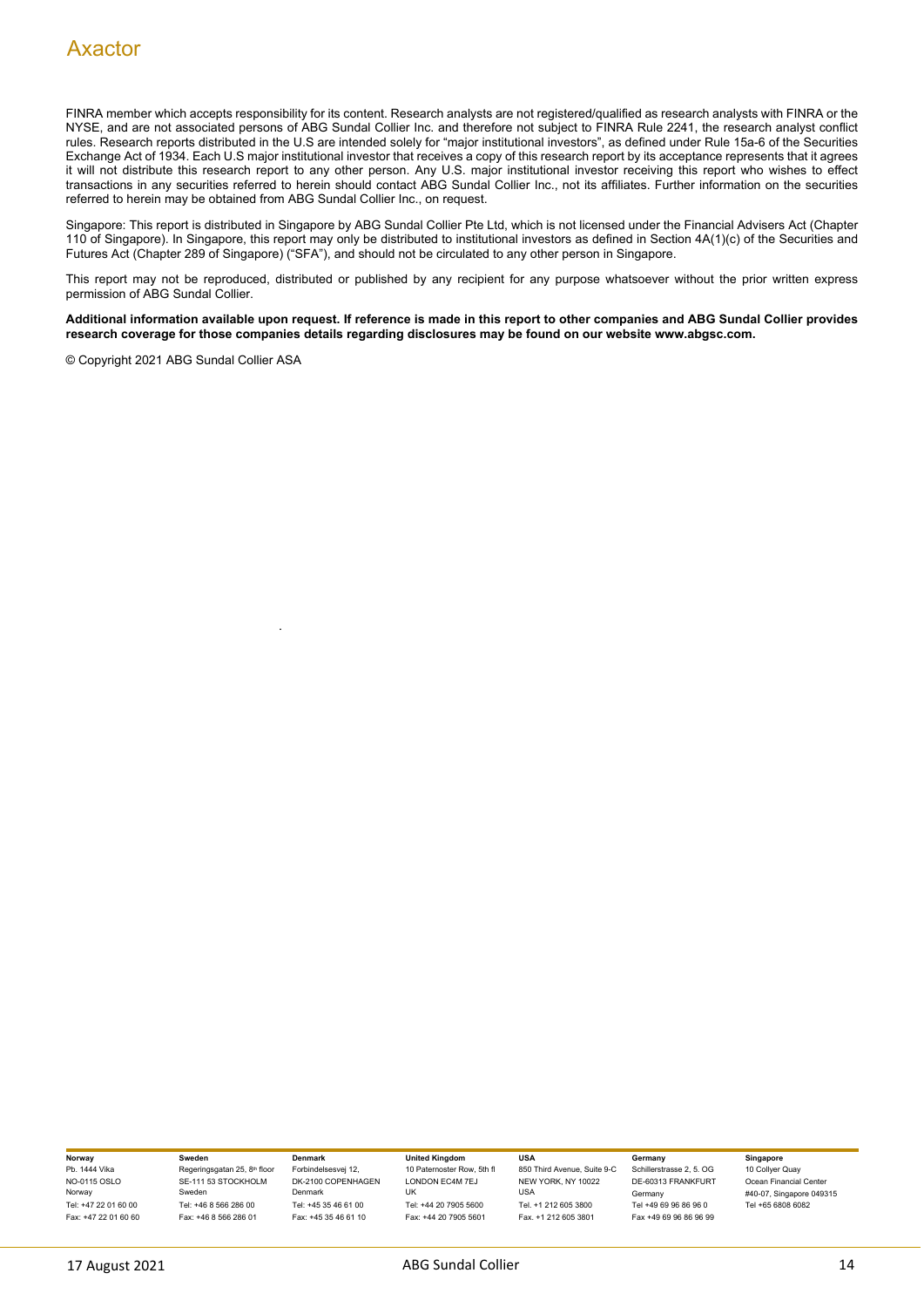FINRA member which accepts responsibility for its content. Research analysts are not registered/qualified as research analysts with FINRA or the NYSE, and are not associated persons of ABG Sundal Collier Inc. and therefore not subject to FINRA Rule 2241, the research analyst conflict rules. Research reports distributed in the U.S are intended solely for "major institutional investors", as defined under Rule 15a-6 of the Securities Exchange Act of 1934. Each U.S major institutional investor that receives a copy of this research report by its acceptance represents that it agrees it will not distribute this research report to any other person. Any U.S. major institutional investor receiving this report who wishes to effect transactions in any securities referred to herein should contact ABG Sundal Collier Inc., not its affiliates. Further information on the securities referred to herein may be obtained from ABG Sundal Collier Inc., on request.

Singapore: This report is distributed in Singapore by ABG Sundal Collier Pte Ltd, which is not licensed under the Financial Advisers Act (Chapter 110 of Singapore). In Singapore, this report may only be distributed to institutional investors as defined in Section 4A(1)(c) of the Securities and Futures Act (Chapter 289 of Singapore) ("SFA"), and should not be circulated to any other person in Singapore.

This report may not be reproduced, distributed or published by any recipient for any purpose whatsoever without the prior written express permission of ABG Sundal Collier.

**Additional information available upon request. If reference is made in this report to other companies and ABG Sundal Collier provides research coverage for those companies details regarding disclosures may be found on our website www.abgsc.com.**

© Copyright 2021 ABG Sundal Collier ASA

| Norway | Sweden | Denmark | United Kingdom | USA | Germany | Singapore |
|---|---|---|---|---|---|---|
| Pb. 1444 Vika | Regeringsgatan 25, 8th floor | Forbindelsesvej 12, | 10 Paternoster Row, 5th fl | 850 Third Avenue, Suite 9-C | Schillerstrasse 2, 5. OG | 10 Collyer Quay |
| NO-0115 OSLO | SE-111 53 STOCKHOLM | DK-2100 COPENHAGEN | LONDON EC4M 7EJ | NEW YORK, NY 10022 | DE-60313 FRANKFURT | Ocean Financial Center |
| Norway | Sweden | Denmark | UK | USA | Germany | #40-07, Singapore 049315 |
| Tel: +47 22 01 60 00 | Tel: +46 8 566 286 00 | Tel: +45 35 46 61 00 | Tel: +44 20 7905 5600 | Tel. +1 212 605 3800 | Tel +49 69 96 86 96 0 | Tel +65 6808 6082 |
| Fax: +47 22 01 60 60 | Fax: +46 8 566 286 01 | Fax: +45 35 46 61 10 | Fax: +44 20 7905 5601 | Fax. +1 212 605 3801 | Fax +49 69 96 86 96 99 | |